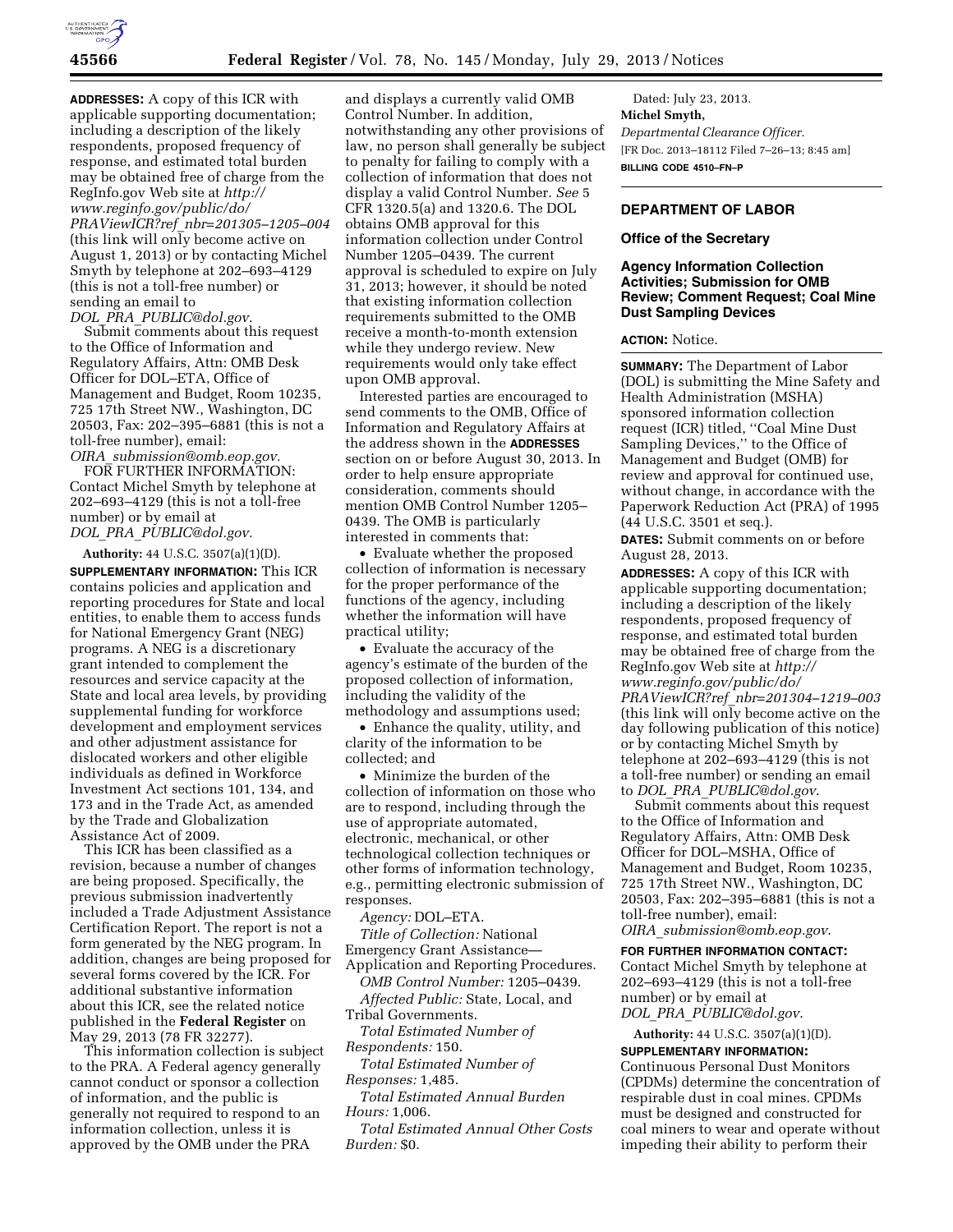**ADDRESSES:** A copy of this ICR with applicable supporting documentation; including a description of the likely respondents, proposed frequency of response, and estimated total burden may be obtained free of charge from the RegInfo.gov Web site at *http://www.reginfo.gov/public/do/PRAViewICR?ref_nbr=201305-1205-004* (this link will only become active on August 1, 2013) or by contacting Michel Smyth by telephone at 202–693–4129 (this is not a toll-free number) or sending an email to *DOL_PRA_PUBLIC@dol.gov.*

Submit comments about this request to the Office of Information and Regulatory Affairs, Attn: OMB Desk Officer for DOL–ETA, Office of Management and Budget, Room 10235, 725 17th Street NW., Washington, DC 20503, Fax: 202–395–6881 (this is not a toll-free number), email: *OIRA_submission@omb.eop.gov.*

FOR FURTHER INFORMATION: Contact Michel Smyth by telephone at 202–693–4129 (this is not a toll-free number) or by email at *DOL_PRA_PUBLIC@dol.gov.*

**Authority:** 44 U.S.C. 3507(a)(1)(D).

**SUPPLEMENTARY INFORMATION:** This ICR contains policies and application and reporting procedures for State and local entities, to enable them to access funds for National Emergency Grant (NEG) programs. A NEG is a discretionary grant intended to complement the resources and service capacity at the State and local area levels, by providing supplemental funding for workforce development and employment services and other adjustment assistance for dislocated workers and other eligible individuals as defined in Workforce Investment Act sections 101, 134, and 173 and in the Trade Act, as amended by the Trade and Globalization Assistance Act of 2009.

This ICR has been classified as a revision, because a number of changes are being proposed. Specifically, the previous submission inadvertently included a Trade Adjustment Assistance Certification Report. The report is not a form generated by the NEG program. In addition, changes are being proposed for several forms covered by the ICR. For additional substantive information about this ICR, see the related notice published in the **Federal Register** on May 29, 2013 (78 FR 32277).

This information collection is subject to the PRA. A Federal agency generally cannot conduct or sponsor a collection of information, and the public is generally not required to respond to an information collection, unless it is approved by the OMB under the PRA and displays a currently valid OMB Control Number. In addition, notwithstanding any other provisions of law, no person shall generally be subject to penalty for failing to comply with a collection of information that does not display a valid Control Number. *See* 5 CFR 1320.5(a) and 1320.6. The DOL obtains OMB approval for this information collection under Control Number 1205–0439. The current approval is scheduled to expire on July 31, 2013; however, it should be noted that existing information collection requirements submitted to the OMB receive a month-to-month extension while they undergo review. New requirements would only take effect upon OMB approval.

Interested parties are encouraged to send comments to the OMB, Office of Information and Regulatory Affairs at the address shown in the **ADDRESSES** section on or before August 30, 2013. In order to help ensure appropriate consideration, comments should mention OMB Control Number 1205–0439. The OMB is particularly interested in comments that:

- Evaluate whether the proposed collection of information is necessary for the proper performance of the functions of the agency, including whether the information will have practical utility;
- Evaluate the accuracy of the agency's estimate of the burden of the proposed collection of information, including the validity of the methodology and assumptions used;
- Enhance the quality, utility, and clarity of the information to be collected; and
- Minimize the burden of the collection of information on those who are to respond, including through the use of appropriate automated, electronic, mechanical, or other technological collection techniques or other forms of information technology, e.g., permitting electronic submission of responses.

*Agency:* DOL–ETA.

*Title of Collection:* National Emergency Grant Assistance—Application and Reporting Procedures.

*OMB Control Number:* 1205–0439.

*Affected Public:* State, Local, and Tribal Governments.

*Total Estimated Number of Respondents:* 150.

*Total Estimated Number of Responses:* 1,485.

*Total Estimated Annual Burden Hours:* 1,006.

*Total Estimated Annual Other Costs Burden:* $0.

Dated: July 23, 2013.

**Michel Smyth,**

*Departmental Clearance Officer.*

[FR Doc. 2013–18112 Filed 7–26–13; 8:45 am]

**BILLING CODE 4510–FN–P**

## DEPARTMENT OF LABOR

### Office of the Secretary

### Agency Information Collection Activities; Submission for OMB Review; Comment Request; Coal Mine Dust Sampling Devices

**ACTION:** Notice.

**SUMMARY:** The Department of Labor (DOL) is submitting the Mine Safety and Health Administration (MSHA) sponsored information collection request (ICR) titled, ''Coal Mine Dust Sampling Devices,'' to the Office of Management and Budget (OMB) for review and approval for continued use, without change, in accordance with the Paperwork Reduction Act (PRA) of 1995 (44 U.S.C. 3501 et seq.).

**DATES:** Submit comments on or before August 28, 2013.

**ADDRESSES:** A copy of this ICR with applicable supporting documentation; including a description of the likely respondents, proposed frequency of response, and estimated total burden may be obtained free of charge from the RegInfo.gov Web site at *http://www.reginfo.gov/public/do/PRAViewICR?ref_nbr=201304-1219-003* (this link will only become active on the day following publication of this notice) or by contacting Michel Smyth by telephone at 202–693–4129 (this is not a toll-free number) or sending an email to *DOL_PRA_PUBLIC@dol.gov.*

Submit comments about this request to the Office of Information and Regulatory Affairs, Attn: OMB Desk Officer for DOL–MSHA, Office of Management and Budget, Room 10235, 725 17th Street NW., Washington, DC 20503, Fax: 202–395–6881 (this is not a toll-free number), email: *OIRA_submission@omb.eop.gov.*

**FOR FURTHER INFORMATION CONTACT:** Contact Michel Smyth by telephone at 202–693–4129 (this is not a toll-free number) or by email at *DOL_PRA_PUBLIC@dol.gov.*

**Authority:** 44 U.S.C. 3507(a)(1)(D).

**SUPPLEMENTARY INFORMATION:** Continuous Personal Dust Monitors (CPDMs) determine the concentration of respirable dust in coal mines. CPDMs must be designed and constructed for coal miners to wear and operate without impeding their ability to perform their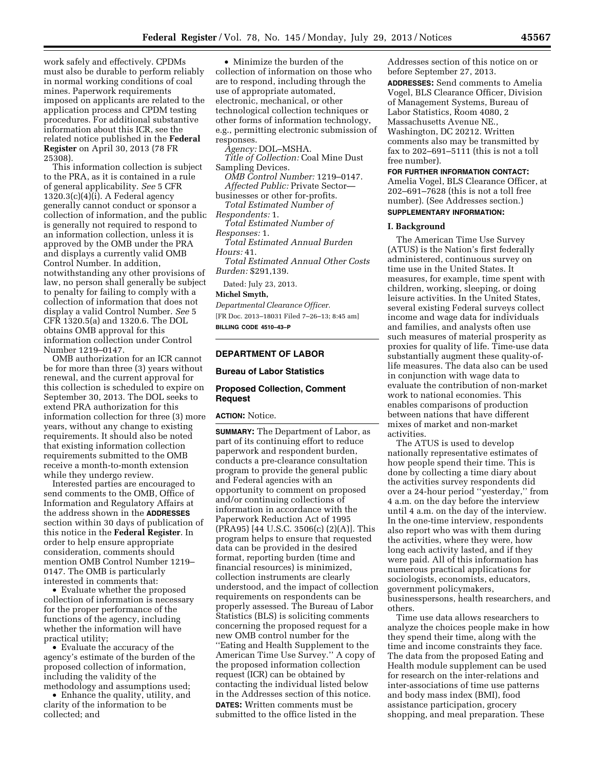work safely and effectively. CPDMs must also be durable to perform reliably in normal working conditions of coal mines. Paperwork requirements imposed on applicants are related to the application process and CPDM testing procedures. For additional substantive information about this ICR, see the related notice published in the **Federal Register** on April 30, 2013 (78 FR 25308).

This information collection is subject to the PRA, as it is contained in a rule of general applicability. *See* 5 CFR 1320.3(c)(4)(i). A Federal agency generally cannot conduct or sponsor a collection of information, and the public is generally not required to respond to an information collection, unless it is approved by the OMB under the PRA and displays a currently valid OMB Control Number. In addition, notwithstanding any other provisions of law, no person shall generally be subject to penalty for failing to comply with a collection of information that does not display a valid Control Number. *See* 5 CFR 1320.5(a) and 1320.6. The DOL obtains OMB approval for this information collection under Control Number 1219–0147.

OMB authorization for an ICR cannot be for more than three (3) years without renewal, and the current approval for this collection is scheduled to expire on September 30, 2013. The DOL seeks to extend PRA authorization for this information collection for three (3) more years, without any change to existing requirements. It should also be noted that existing information collection requirements submitted to the OMB receive a month-to-month extension while they undergo review.

Interested parties are encouraged to send comments to the OMB, Office of Information and Regulatory Affairs at the address shown in the **ADDRESSES** section within 30 days of publication of this notice in the **Federal Register**. In order to help ensure appropriate consideration, comments should mention OMB Control Number 1219–0147. The OMB is particularly interested in comments that:

- Evaluate whether the proposed collection of information is necessary for the proper performance of the functions of the agency, including whether the information will have practical utility;
- Evaluate the accuracy of the agency's estimate of the burden of the proposed collection of information, including the validity of the methodology and assumptions used;
- Enhance the quality, utility, and clarity of the information to be collected; and
- Minimize the burden of the collection of information on those who are to respond, including through the use of appropriate automated, electronic, mechanical, or other technological collection techniques or other forms of information technology, e.g., permitting electronic submission of responses.

*Agency:* DOL–MSHA.

*Title of Collection:* Coal Mine Dust Sampling Devices.

*OMB Control Number:* 1219–0147.

*Affected Public:* Private Sector—businesses or other for-profits.

*Total Estimated Number of Respondents:* 1.

*Total Estimated Number of Responses:* 1.

*Total Estimated Annual Burden Hours:* 41.

*Total Estimated Annual Other Costs Burden:* $291,139.

Dated: July 23, 2013.

**Michel Smyth,**

*Departmental Clearance Officer.*

[FR Doc. 2013–18031 Filed 7–26–13; 8:45 am]

**BILLING CODE 4510–43–P**

## DEPARTMENT OF LABOR

### Bureau of Labor Statistics

### Proposed Collection, Comment Request

**ACTION:** Notice.

**SUMMARY:** The Department of Labor, as part of its continuing effort to reduce paperwork and respondent burden, conducts a pre-clearance consultation program to provide the general public and Federal agencies with an opportunity to comment on proposed and/or continuing collections of information in accordance with the Paperwork Reduction Act of 1995 (PRA95) [44 U.S.C. 3506(c) (2)(A)]. This program helps to ensure that requested data can be provided in the desired format, reporting burden (time and financial resources) is minimized, collection instruments are clearly understood, and the impact of collection requirements on respondents can be properly assessed. The Bureau of Labor Statistics (BLS) is soliciting comments concerning the proposed request for a new OMB control number for the ''Eating and Health Supplement to the American Time Use Survey.'' A copy of the proposed information collection request (ICR) can be obtained by contacting the individual listed below in the Addresses section of this notice.

**DATES:** Written comments must be submitted to the office listed in the Addresses section of this notice on or before September 27, 2013.

**ADDRESSES:** Send comments to Amelia Vogel, BLS Clearance Officer, Division of Management Systems, Bureau of Labor Statistics, Room 4080, 2 Massachusetts Avenue NE., Washington, DC 20212. Written comments also may be transmitted by fax to 202–691–5111 (this is not a toll free number).

**FOR FURTHER INFORMATION CONTACT:** Amelia Vogel, BLS Clearance Officer, at 202–691–7628 (this is not a toll free number). (See Addresses section.)

**SUPPLEMENTARY INFORMATION:**

#### I. Background

The American Time Use Survey (ATUS) is the Nation's first federally administered, continuous survey on time use in the United States. It measures, for example, time spent with children, working, sleeping, or doing leisure activities. In the United States, several existing Federal surveys collect income and wage data for individuals and families, and analysts often use such measures of material prosperity as proxies for quality of life. Time-use data substantially augment these quality-of-life measures. The data also can be used in conjunction with wage data to evaluate the contribution of non-market work to national economies. This enables comparisons of production between nations that have different mixes of market and non-market activities.

The ATUS is used to develop nationally representative estimates of how people spend their time. This is done by collecting a time diary about the activities survey respondents did over a 24-hour period ''yesterday,'' from 4 a.m. on the day before the interview until 4 a.m. on the day of the interview. In the one-time interview, respondents also report who was with them during the activities, where they were, how long each activity lasted, and if they were paid. All of this information has numerous practical applications for sociologists, economists, educators, government policymakers, businesspersons, health researchers, and others.

Time use data allows researchers to analyze the choices people make in how they spend their time, along with the time and income constraints they face. The data from the proposed Eating and Health module supplement can be used for research on the inter-relations and inter-associations of time use patterns and body mass index (BMI), food assistance participation, grocery shopping, and meal preparation. These